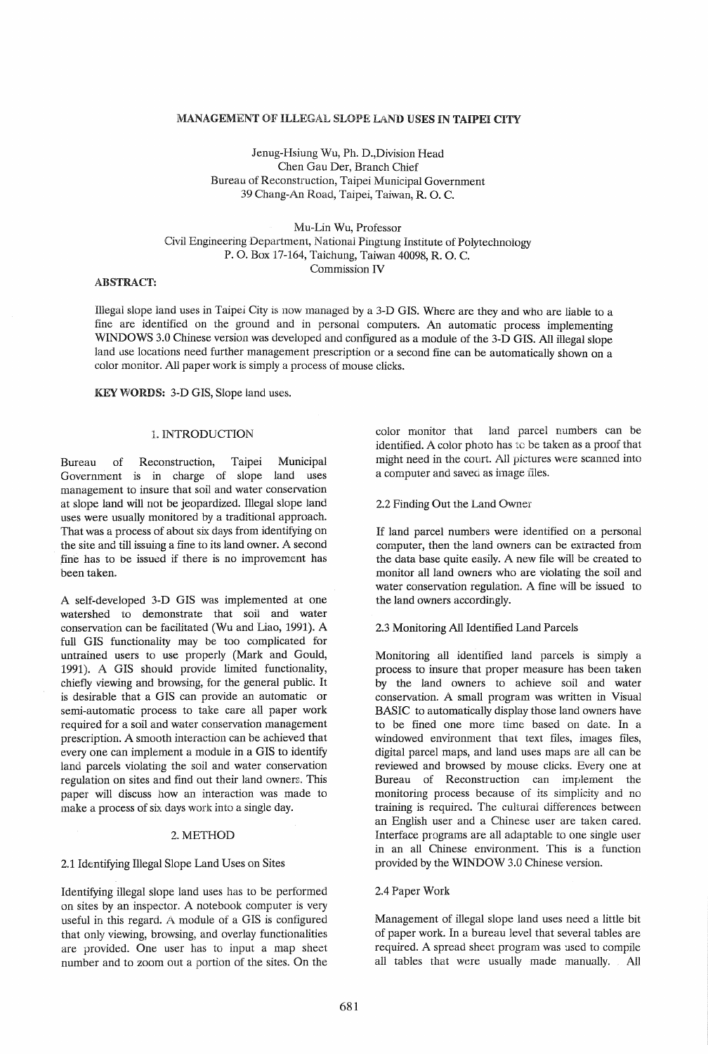# MANAGEMENT OF ILLEGAL SLOPE LAND USES IN TAIPEI CITY

Jenug-Hsiung Wu, Ph. D.,Division Head
Chen Gau Der, Branch Chief
Bureau of Reconstruction, Taipei Municipal Government
39 Chang-An Road, Taipei, Taiwan, R. O. C.

Mu-Lin Wu, Professor
Civil Engineering Department, National Pingtung Institute of Polytechnology
P. O. Box 17-164, Taichung, Taiwan 40098, R. O. C.
Commission IV

**ABSTRACT:**

Illegal slope land uses in Taipei City is now managed by a 3-D GIS. Where are they and who are liable to a fine are identified on the ground and in personal computers. An automatic process implementing WINDOWS 3.0 Chinese version was developed and configured as a module of the 3-D GIS. All illegal slope land use locations need further management prescription or a second fine can be automatically shown on a color monitor. All paper work is simply a process of mouse clicks.

**KEY WORDS:** 3-D GIS, Slope land uses.

## 1. INTRODUCTION

Bureau of Reconstruction, Taipei Municipal Government is in charge of slope land uses management to insure that soil and water conservation at slope land will not be jeopardized. Illegal slope land uses were usually monitored by a traditional approach. That was a process of about six days from identifying on the site and till issuing a fine to its land owner. A second fine has to be issued if there is no improvement has been taken.

A self-developed 3-D GIS was implemented at one watershed to demonstrate that soil and water conservation can be facilitated (Wu and Liao, 1991). A full GIS functionality may be too complicated for untrained users to use properly (Mark and Gould, 1991). A GIS should provide limited functionality, chiefly viewing and browsing, for the general public. It is desirable that a GIS can provide an automatic or semi-automatic process to take care all paper work required for a soil and water conservation management prescription. A smooth interaction can be achieved that every one can implement a module in a GIS to identify land parcels violating the soil and water conservation regulation on sites and find out their land owners. This paper will discuss how an interaction was made to make a process of six days work into a single day.

## 2. METHOD

### 2.1 Identifying Illegal Slope Land Uses on Sites

Identifying illegal slope land uses has to be performed on sites by an inspector. A notebook computer is very useful in this regard. A module of a GIS is configured that only viewing, browsing, and overlay functionalities are provided. One user has to input a map sheet number and to zoom out a portion of the sites. On the color monitor that land parcel numbers can be identified. A color photo has to be taken as a proof that might need in the court. All pictures were scanned into a computer and saved as image files.

### 2.2 Finding Out the Land Owner

If land parcel numbers were identified on a personal computer, then the land owners can be extracted from the data base quite easily. A new file will be created to monitor all land owners who are violating the soil and water conservation regulation. A fine will be issued to the land owners accordingly.

### 2.3 Monitoring All Identified Land Parcels

Monitoring all identified land parcels is simply a process to insure that proper measure has been taken by the land owners to achieve soil and water conservation. A small program was written in Visual BASIC to automatically display those land owners have to be fined one more time based on date. In a windowed environment that text files, images files, digital parcel maps, and land uses maps are all can be reviewed and browsed by mouse clicks. Every one at Bureau of Reconstruction can implement the monitoring process because of its simplicity and no training is required. The cultural differences between an English user and a Chinese user are taken cared. Interface programs are all adaptable to one single user in an all Chinese environment. This is a function provided by the WINDOW 3.0 Chinese version.

### 2.4 Paper Work

Management of illegal slope land uses need a little bit of paper work. In a bureau level that several tables are required. A spread sheet program was used to compile all tables that were usually made manually. All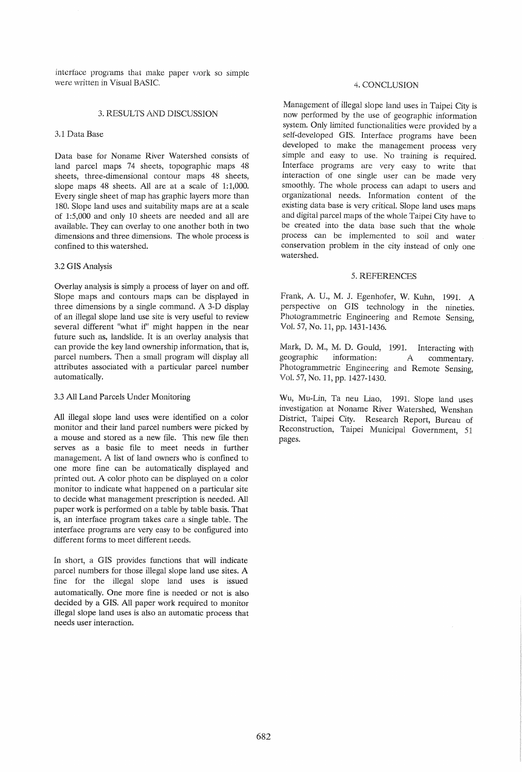interface programs that make paper work so simple were written in Visual BASIC.

## 3. RESULTS AND DISCUSSION

### 3.1 Data Base

Data base for Noname River Watershed consists of land parcel maps 74 sheets, topographic maps 48 sheets, three-dimensional contour maps 48 sheets, slope maps 48 sheets. All are at a scale of 1:1,000. Every single sheet of map has graphic layers more than 180. Slope land uses and suitability maps are at a scale of 1:5,000 and only 10 sheets are needed and all are available. They can overlay to one another both in two dimensions and three dimensions. The whole process is confined to this watershed.

### 3.2 GIS Analysis

Overlay analysis is simply a process of layer on and off. Slope maps and contours maps can be displayed in three dimensions by a single command. A 3-D display of an illegal slope land use site is very useful to review several different "what if" might happen in the near future such as, landslide. It is an overlay analysis that can provide the key land ownership information, that is, parcel numbers. Then a small program will display all attributes associated with a particular parcel number automatically.

### 3.3 All Land Parcels Under Monitoring

All illegal slope land uses were identified on a color monitor and their land parcel numbers were picked by a mouse and stored as a new file. This new file then serves as a basic file to meet needs in further management. A list of land owners who is confined to one more fine can be automatically displayed and printed out. A color photo can be displayed on a color monitor to indicate what happened on a particular site to decide what management prescription is needed. All paper work is performed on a table by table basis. That is, an interface program takes care a single table. The interface programs are very easy to be configured into different forms to meet different needs.

In short, a GIS provides functions that will indicate parcel numbers for those illegal slope land use sites. A fine for the illegal slope land uses is issued automatically. One more fine is needed or not is also decided by a GIS. All paper work required to monitor illegal slope land uses is also an automatic process that needs user interaction.

## 4. CONCLUSION

Management of illegal slope land uses in Taipei City is now performed by the use of geographic information system. Only limited functionalities were provided by a self-developed GIS. Interface programs have been developed to make the management process very simple and easy to use. No training is required. Interface programs are very easy to write that interaction of one single user can be made very smoothly. The whole process can adapt to users and organizational needs. Information content of the existing data base is very critical. Slope land uses maps and digital parcel maps of the whole Taipei City have to be created into the data base such that the whole process can be implemented to soil and water conservation problem in the city instead of only one watershed.

## 5. REFERENCES

Frank, A. U., M. J. Egenhofer, W. Kuhn, 1991. A perspective on GIS technology in the nineties. Photogrammetric Engineering and Remote Sensing, Vol. 57, No. 11, pp. 1431-1436.

Mark, D. M., M. D. Gould, 1991. Interacting with geographic information: A commentary. Photogrammetric Engineering and Remote Sensing, Vol. 57, No. 11, pp. 1427-1430.

Wu, Mu-Lin, Ta neu Liao, 1991. Slope land uses investigation at Noname River Watershed, Wenshan District, Taipei City. Research Report, Bureau of Reconstruction, Taipei Municipal Government, 51 pages.